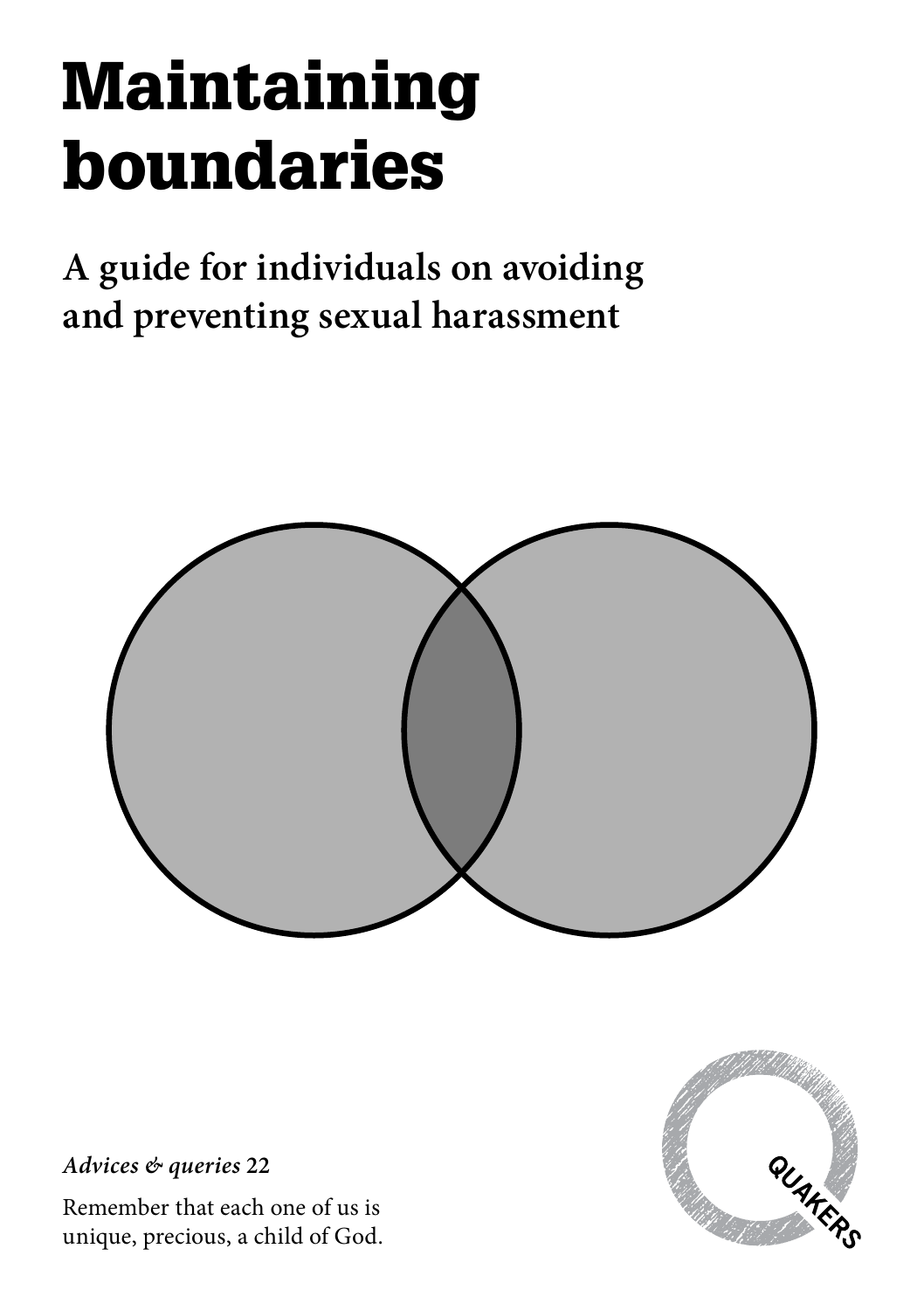# Maintaining boundaries

## A guide for individuals on avoiding and preventing sexual harassment

***Advices & queries* 22**

Remember that each one of us is unique, precious, a child of God.

QUAKERS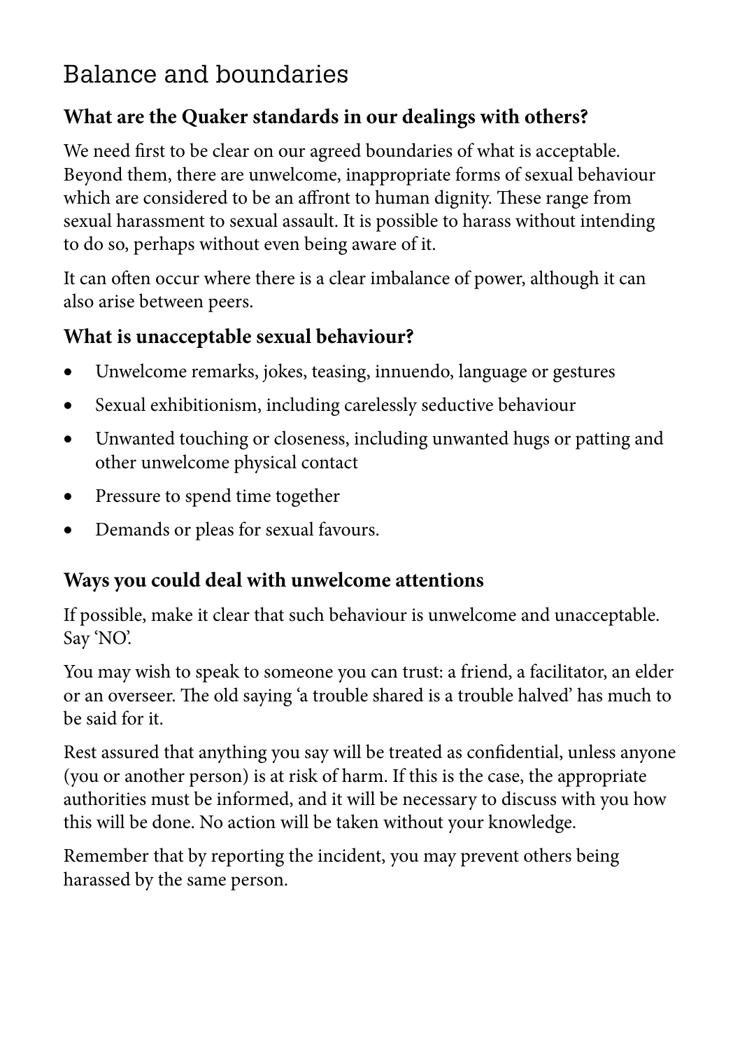## Balance and boundaries

### What are the Quaker standards in our dealings with others?

We need first to be clear on our agreed boundaries of what is acceptable. Beyond them, there are unwelcome, inappropriate forms of sexual behaviour which are considered to be an affront to human dignity. These range from sexual harassment to sexual assault. It is possible to harass without intending to do so, perhaps without even being aware of it.

It can often occur where there is a clear imbalance of power, although it can also arise between peers.

### What is unacceptable sexual behaviour?

- Unwelcome remarks, jokes, teasing, innuendo, language or gestures
- Sexual exhibitionism, including carelessly seductive behaviour
- Unwanted touching or closeness, including unwanted hugs or patting and other unwelcome physical contact
- Pressure to spend time together
- Demands or pleas for sexual favours.

### Ways you could deal with unwelcome attentions

If possible, make it clear that such behaviour is unwelcome and unacceptable. Say 'NO'.

You may wish to speak to someone you can trust: a friend, a facilitator, an elder or an overseer. The old saying 'a trouble shared is a trouble halved' has much to be said for it.

Rest assured that anything you say will be treated as confidential, unless anyone (you or another person) is at risk of harm. If this is the case, the appropriate authorities must be informed, and it will be necessary to discuss with you how this will be done. No action will be taken without your knowledge.

Remember that by reporting the incident, you may prevent others being harassed by the same person.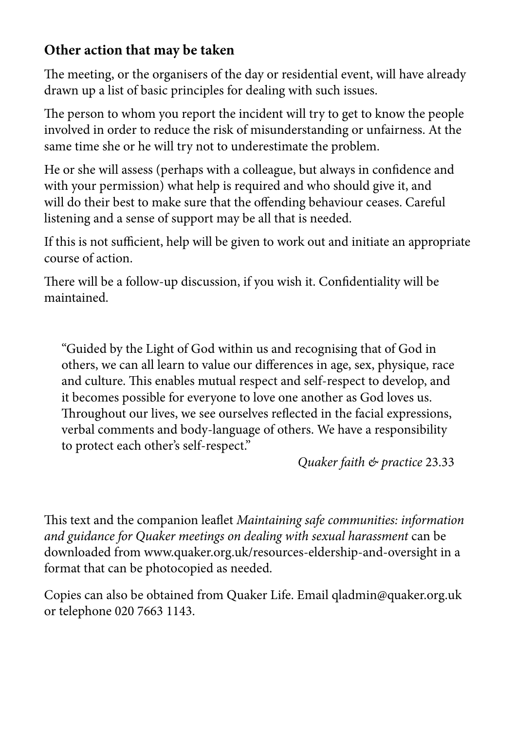## Other action that may be taken

The meeting, or the organisers of the day or residential event, will have already drawn up a list of basic principles for dealing with such issues.

The person to whom you report the incident will try to get to know the people involved in order to reduce the risk of misunderstanding or unfairness. At the same time she or he will try not to underestimate the problem.

He or she will assess (perhaps with a colleague, but always in confidence and with your permission) what help is required and who should give it, and will do their best to make sure that the offending behaviour ceases. Careful listening and a sense of support may be all that is needed.

If this is not sufficient, help will be given to work out and initiate an appropriate course of action.

There will be a follow-up discussion, if you wish it. Confidentiality will be maintained.

> "Guided by the Light of God within us and recognising that of God in others, we can all learn to value our differences in age, sex, physique, race and culture. This enables mutual respect and self-respect to develop, and it becomes possible for everyone to love one another as God loves us. Throughout our lives, we see ourselves reflected in the facial expressions, verbal comments and body-language of others. We have a responsibility to protect each other's self-respect."
>
> *Quaker faith & practice* 23.33

This text and the companion leaflet *Maintaining safe communities: information and guidance for Quaker meetings on dealing with sexual harassment* can be downloaded from www.quaker.org.uk/resources-eldership-and-oversight in a format that can be photocopied as needed.

Copies can also be obtained from Quaker Life. Email qladmin@quaker.org.uk or telephone 020 7663 1143.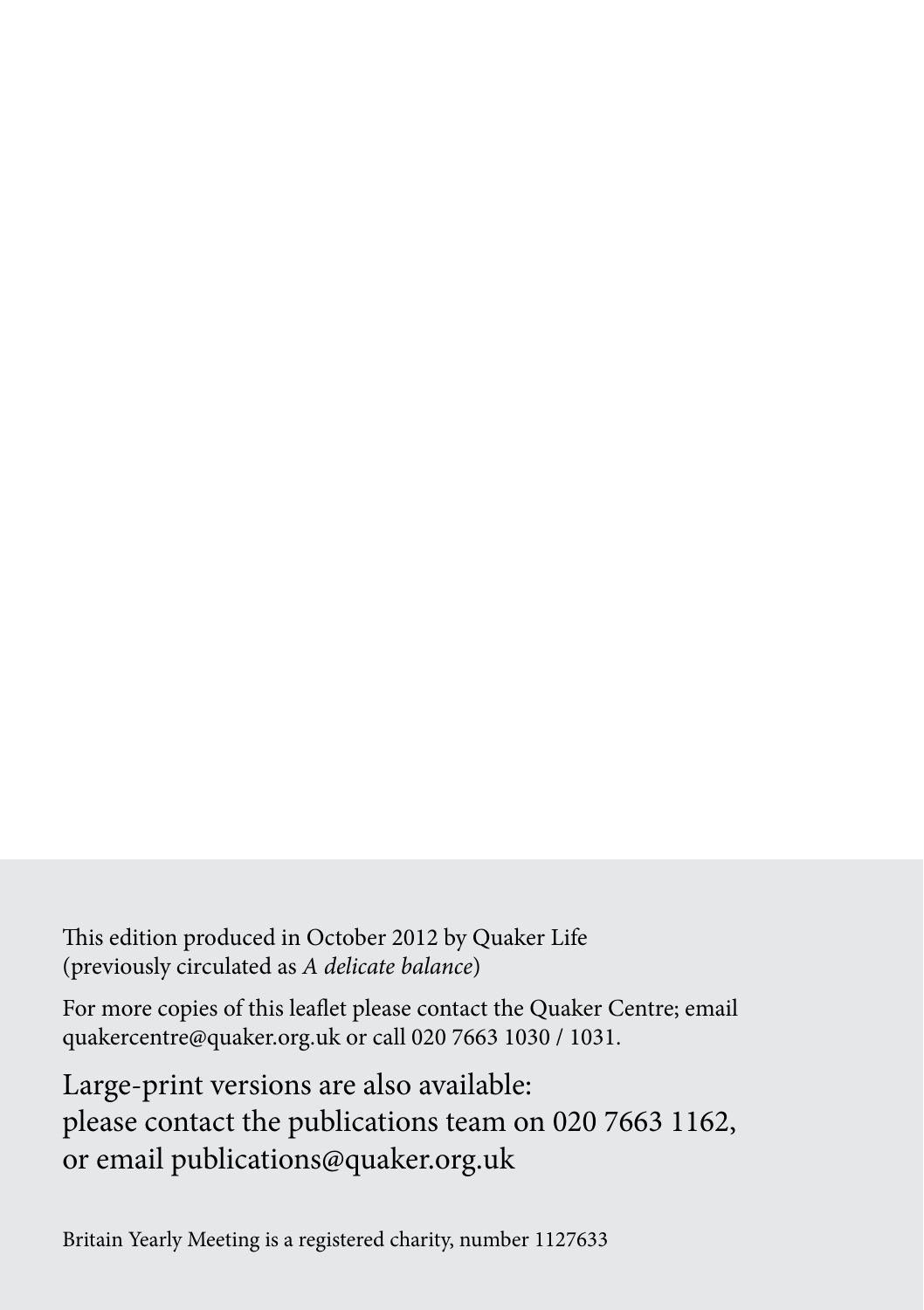This edition produced in October 2012 by Quaker Life
(previously circulated as *A delicate balance*)

For more copies of this leaflet please contact the Quaker Centre; email quakercentre@quaker.org.uk or call 020 7663 1030 / 1031.

Large-print versions are also available:
please contact the publications team on 020 7663 1162,
or email publications@quaker.org.uk

Britain Yearly Meeting is a registered charity, number 1127633